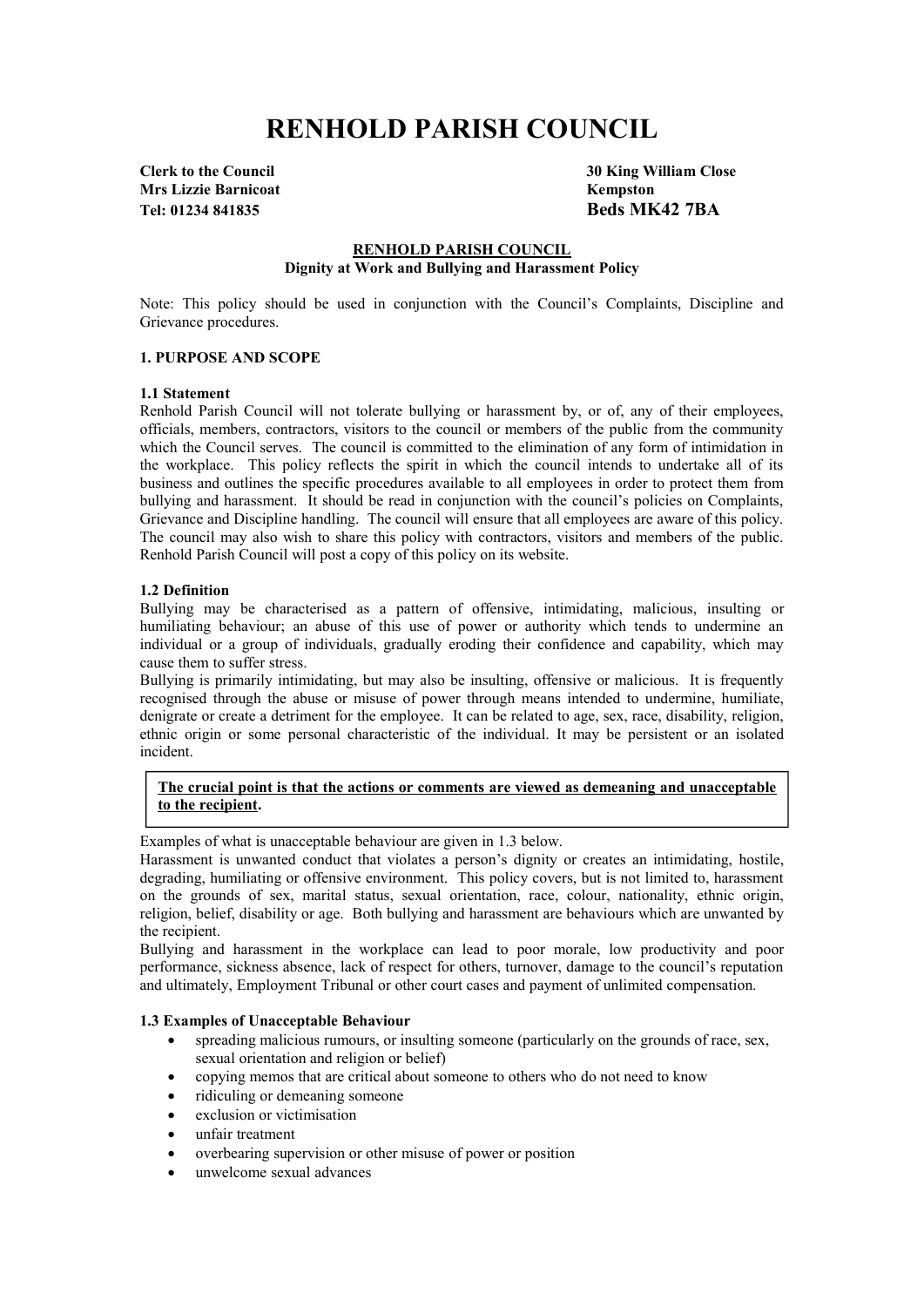# RENHOLD PARISH COUNCIL

**Clerk to the Council**
**Mrs Lizzie Barnicoat**
**Tel: 01234 841835**

**30 King William Close**
**Kempston**
**Beds MK42 7BA**

## RENHOLD PARISH COUNCIL
### Dignity at Work and Bullying and Harassment Policy

Note: This policy should be used in conjunction with the Council's Complaints, Discipline and Grievance procedures.

### 1. PURPOSE AND SCOPE

#### 1.1 Statement

Renhold Parish Council will not tolerate bullying or harassment by, or of, any of their employees, officials, members, contractors, visitors to the council or members of the public from the community which the Council serves. The council is committed to the elimination of any form of intimidation in the workplace. This policy reflects the spirit in which the council intends to undertake all of its business and outlines the specific procedures available to all employees in order to protect them from bullying and harassment. It should be read in conjunction with the council's policies on Complaints, Grievance and Discipline handling. The council will ensure that all employees are aware of this policy. The council may also wish to share this policy with contractors, visitors and members of the public. Renhold Parish Council will post a copy of this policy on its website.

#### 1.2 Definition

Bullying may be characterised as a pattern of offensive, intimidating, malicious, insulting or humiliating behaviour; an abuse of this use of power or authority which tends to undermine an individual or a group of individuals, gradually eroding their confidence and capability, which may cause them to suffer stress.

Bullying is primarily intimidating, but may also be insulting, offensive or malicious. It is frequently recognised through the abuse or misuse of power through means intended to undermine, humiliate, denigrate or create a detriment for the employee. It can be related to age, sex, race, disability, religion, ethnic origin or some personal characteristic of the individual. It may be persistent or an isolated incident.

**The crucial point is that the actions or comments are viewed as demeaning and unacceptable to the recipient.**

Examples of what is unacceptable behaviour are given in 1.3 below.

Harassment is unwanted conduct that violates a person's dignity or creates an intimidating, hostile, degrading, humiliating or offensive environment. This policy covers, but is not limited to, harassment on the grounds of sex, marital status, sexual orientation, race, colour, nationality, ethnic origin, religion, belief, disability or age. Both bullying and harassment are behaviours which are unwanted by the recipient.

Bullying and harassment in the workplace can lead to poor morale, low productivity and poor performance, sickness absence, lack of respect for others, turnover, damage to the council's reputation and ultimately, Employment Tribunal or other court cases and payment of unlimited compensation.

#### 1.3 Examples of Unacceptable Behaviour

- spreading malicious rumours, or insulting someone (particularly on the grounds of race, sex, sexual orientation and religion or belief)
- copying memos that are critical about someone to others who do not need to know
- ridiculing or demeaning someone
- exclusion or victimisation
- unfair treatment
- overbearing supervision or other misuse of power or position
- unwelcome sexual advances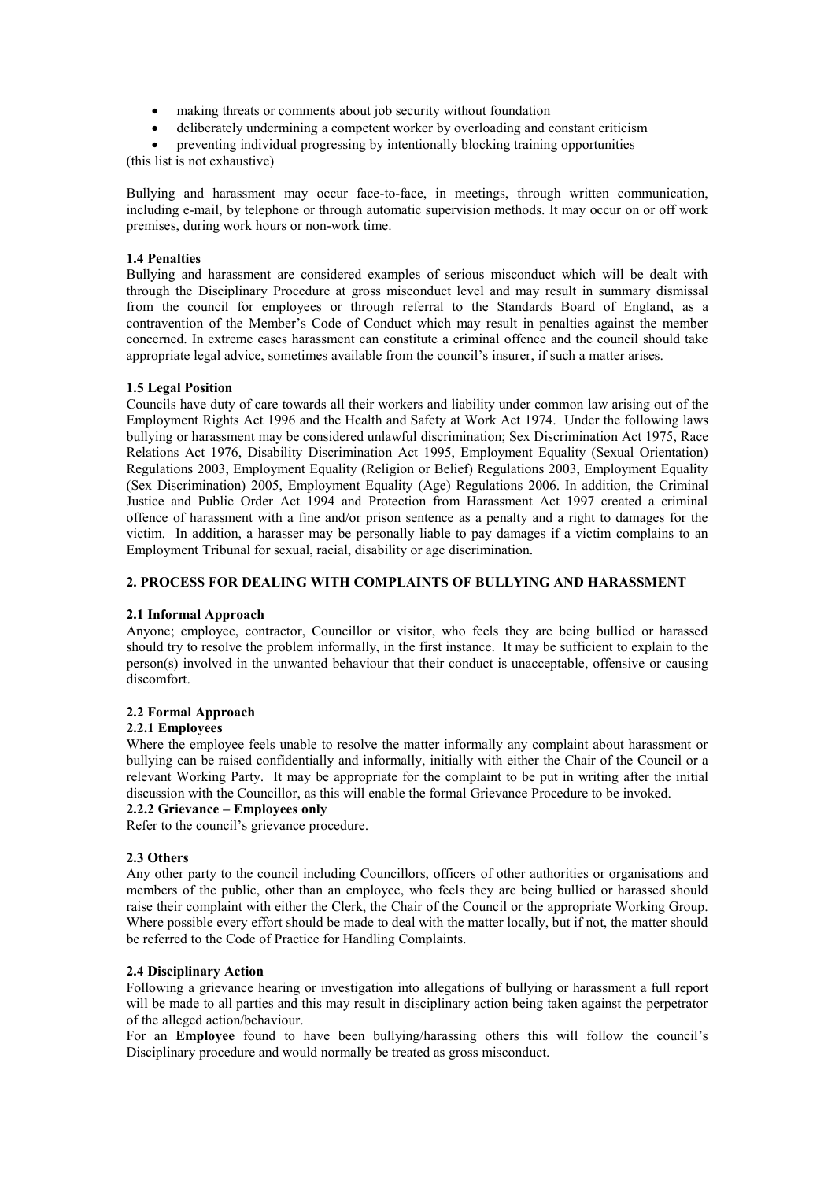- making threats or comments about job security without foundation
- deliberately undermining a competent worker by overloading and constant criticism
- preventing individual progressing by intentionally blocking training opportunities

(this list is not exhaustive)

Bullying and harassment may occur face-to-face, in meetings, through written communication, including e-mail, by telephone or through automatic supervision methods. It may occur on or off work premises, during work hours or non-work time.

**1.4 Penalties**

Bullying and harassment are considered examples of serious misconduct which will be dealt with through the Disciplinary Procedure at gross misconduct level and may result in summary dismissal from the council for employees or through referral to the Standards Board of England, as a contravention of the Member's Code of Conduct which may result in penalties against the member concerned. In extreme cases harassment can constitute a criminal offence and the council should take appropriate legal advice, sometimes available from the council's insurer, if such a matter arises.

**1.5 Legal Position**

Councils have duty of care towards all their workers and liability under common law arising out of the Employment Rights Act 1996 and the Health and Safety at Work Act 1974. Under the following laws bullying or harassment may be considered unlawful discrimination; Sex Discrimination Act 1975, Race Relations Act 1976, Disability Discrimination Act 1995, Employment Equality (Sexual Orientation) Regulations 2003, Employment Equality (Religion or Belief) Regulations 2003, Employment Equality (Sex Discrimination) 2005, Employment Equality (Age) Regulations 2006. In addition, the Criminal Justice and Public Order Act 1994 and Protection from Harassment Act 1997 created a criminal offence of harassment with a fine and/or prison sentence as a penalty and a right to damages for the victim. In addition, a harasser may be personally liable to pay damages if a victim complains to an Employment Tribunal for sexual, racial, disability or age discrimination.

**2. PROCESS FOR DEALING WITH COMPLAINTS OF BULLYING AND HARASSMENT**

**2.1 Informal Approach**

Anyone; employee, contractor, Councillor or visitor, who feels they are being bullied or harassed should try to resolve the problem informally, in the first instance. It may be sufficient to explain to the person(s) involved in the unwanted behaviour that their conduct is unacceptable, offensive or causing discomfort.

**2.2 Formal Approach**

**2.2.1 Employees**

Where the employee feels unable to resolve the matter informally any complaint about harassment or bullying can be raised confidentially and informally, initially with either the Chair of the Council or a relevant Working Party. It may be appropriate for the complaint to be put in writing after the initial discussion with the Councillor, as this will enable the formal Grievance Procedure to be invoked.

**2.2.2 Grievance – Employees only**

Refer to the council's grievance procedure.

**2.3 Others**

Any other party to the council including Councillors, officers of other authorities or organisations and members of the public, other than an employee, who feels they are being bullied or harassed should raise their complaint with either the Clerk, the Chair of the Council or the appropriate Working Group. Where possible every effort should be made to deal with the matter locally, but if not, the matter should be referred to the Code of Practice for Handling Complaints.

**2.4 Disciplinary Action**

Following a grievance hearing or investigation into allegations of bullying or harassment a full report will be made to all parties and this may result in disciplinary action being taken against the perpetrator of the alleged action/behaviour.

For an **Employee** found to have been bullying/harassing others this will follow the council's Disciplinary procedure and would normally be treated as gross misconduct.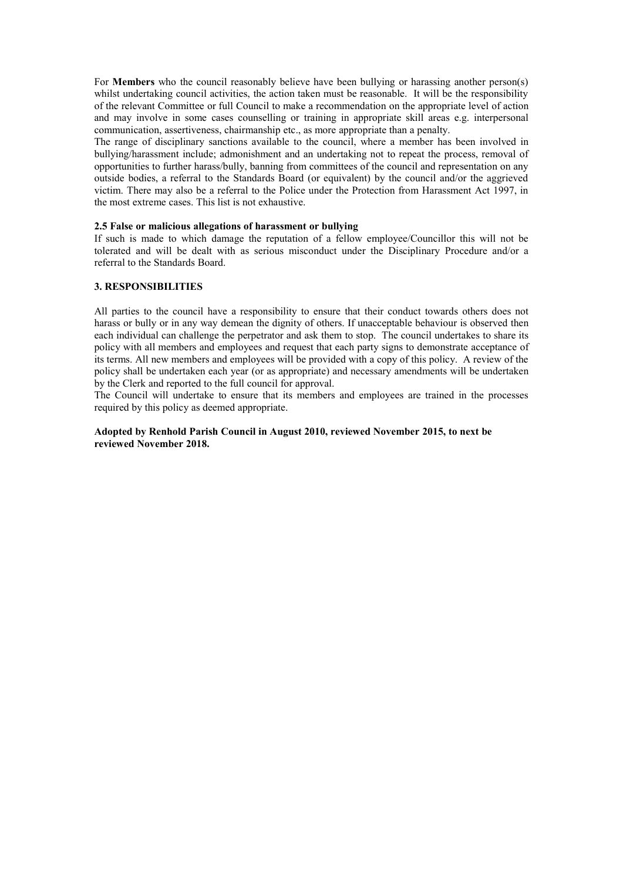For **Members** who the council reasonably believe have been bullying or harassing another person(s) whilst undertaking council activities, the action taken must be reasonable. It will be the responsibility of the relevant Committee or full Council to make a recommendation on the appropriate level of action and may involve in some cases counselling or training in appropriate skill areas e.g. interpersonal communication, assertiveness, chairmanship etc., as more appropriate than a penalty.

The range of disciplinary sanctions available to the council, where a member has been involved in bullying/harassment include; admonishment and an undertaking not to repeat the process, removal of opportunities to further harass/bully, banning from committees of the council and representation on any outside bodies, a referral to the Standards Board (or equivalent) by the council and/or the aggrieved victim. There may also be a referral to the Police under the Protection from Harassment Act 1997, in the most extreme cases. This list is not exhaustive.

**2.5 False or malicious allegations of harassment or bullying**

If such is made to which damage the reputation of a fellow employee/Councillor this will not be tolerated and will be dealt with as serious misconduct under the Disciplinary Procedure and/or a referral to the Standards Board.

**3. RESPONSIBILITIES**

All parties to the council have a responsibility to ensure that their conduct towards others does not harass or bully or in any way demean the dignity of others. If unacceptable behaviour is observed then each individual can challenge the perpetrator and ask them to stop. The council undertakes to share its policy with all members and employees and request that each party signs to demonstrate acceptance of its terms. All new members and employees will be provided with a copy of this policy. A review of the policy shall be undertaken each year (or as appropriate) and necessary amendments will be undertaken by the Clerk and reported to the full council for approval.

The Council will undertake to ensure that its members and employees are trained in the processes required by this policy as deemed appropriate.

**Adopted by Renhold Parish Council in August 2010, reviewed November 2015, to next be reviewed November 2018.**